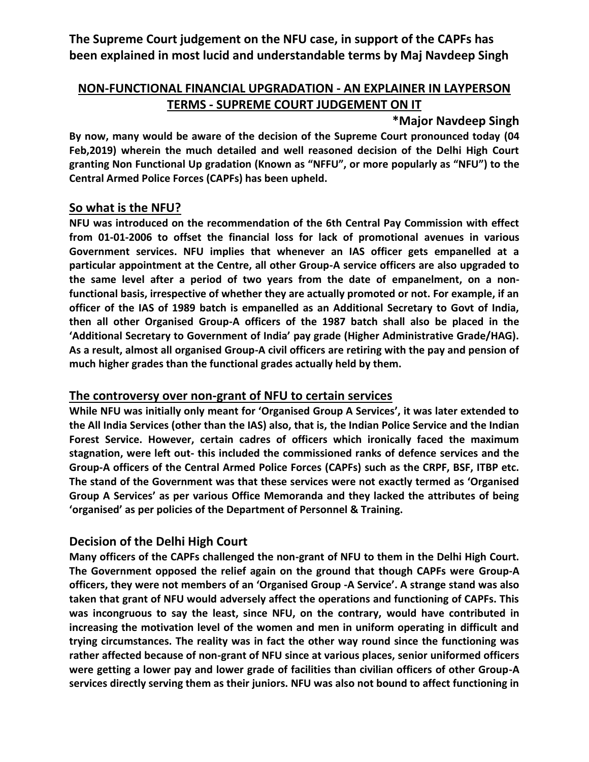**The Supreme Court judgement on the NFU case, in support of the CAPFs has been explained in most lucid and understandable terms by Maj Navdeep Singh**

# NON-FUNCTIONAL FINANCIAL UPGRADATION - AN EXPLAINER IN LAYPERSON TERMS - SUPREME COURT JUDGEMENT ON IT

**\*Major Navdeep Singh**

**By now, many would be aware of the decision of the Supreme Court pronounced today (04 Feb,2019) wherein the much detailed and well reasoned decision of the Delhi High Court granting Non Functional Up gradation (Known as "NFFU", or more popularly as "NFU") to the Central Armed Police Forces (CAPFs) has been upheld.**

## So what is the NFU?

**NFU was introduced on the recommendation of the 6th Central Pay Commission with effect from 01-01-2006 to offset the financial loss for lack of promotional avenues in various Government services. NFU implies that whenever an IAS officer gets empanelled at a particular appointment at the Centre, all other Group-A service officers are also upgraded to the same level after a period of two years from the date of empanelment, on a non-functional basis, irrespective of whether they are actually promoted or not. For example, if an officer of the IAS of 1989 batch is empanelled as an Additional Secretary to Govt of India, then all other Organised Group-A officers of the 1987 batch shall also be placed in the 'Additional Secretary to Government of India' pay grade (Higher Administrative Grade/HAG). As a result, almost all organised Group-A civil officers are retiring with the pay and pension of much higher grades than the functional grades actually held by them.**

## The controversy over non-grant of NFU to certain services

**While NFU was initially only meant for 'Organised Group A Services', it was later extended to the All India Services (other than the IAS) also, that is, the Indian Police Service and the Indian Forest Service. However, certain cadres of officers which ironically faced the maximum stagnation, were left out- this included the commissioned ranks of defence services and the Group-A officers of the Central Armed Police Forces (CAPFs) such as the CRPF, BSF, ITBP etc. The stand of the Government was that these services were not exactly termed as 'Organised Group A Services' as per various Office Memoranda and they lacked the attributes of being 'organised' as per policies of the Department of Personnel & Training.**

## Decision of the Delhi High Court

**Many officers of the CAPFs challenged the non-grant of NFU to them in the Delhi High Court. The Government opposed the relief again on the ground that though CAPFs were Group-A officers, they were not members of an 'Organised Group -A Service'. A strange stand was also taken that grant of NFU would adversely affect the operations and functioning of CAPFs. This was incongruous to say the least, since NFU, on the contrary, would have contributed in increasing the motivation level of the women and men in uniform operating in difficult and trying circumstances. The reality was in fact the other way round since the functioning was rather affected because of non-grant of NFU since at various places, senior uniformed officers were getting a lower pay and lower grade of facilities than civilian officers of other Group-A services directly serving them as their juniors. NFU was also not bound to affect functioning in**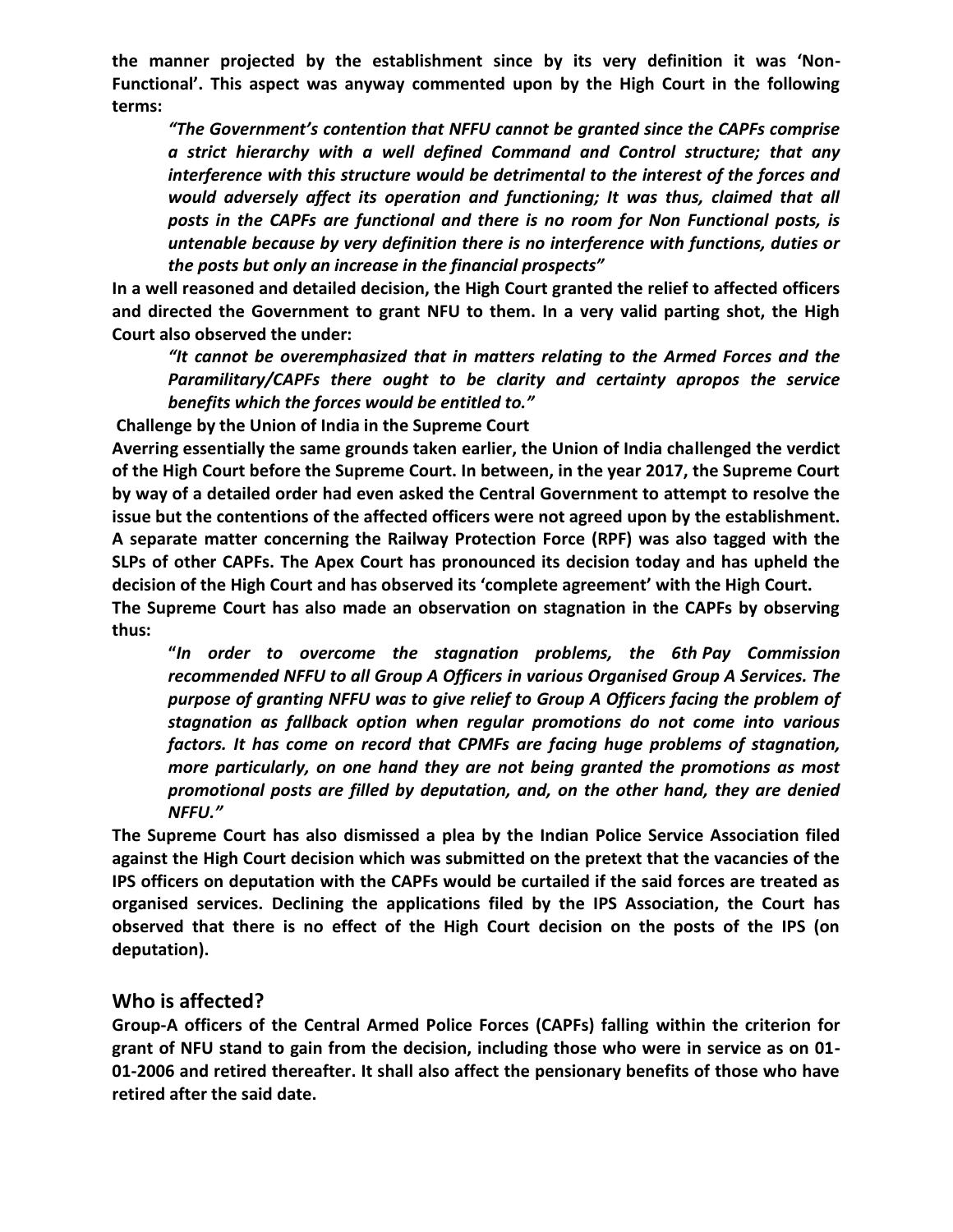**the manner projected by the establishment since by its very definition it was 'Non-Functional'. This aspect was anyway commented upon by the High Court in the following terms:**

> ***"The Government's contention that NFFU cannot be granted since the CAPFs comprise a strict hierarchy with a well defined Command and Control structure; that any interference with this structure would be detrimental to the interest of the forces and would adversely affect its operation and functioning; It was thus, claimed that all posts in the CAPFs are functional and there is no room for Non Functional posts, is untenable because by very definition there is no interference with functions, duties or the posts but only an increase in the financial prospects"***

**In a well reasoned and detailed decision, the High Court granted the relief to affected officers and directed the Government to grant NFU to them. In a very valid parting shot, the High Court also observed the under:**

> ***"It cannot be overemphasized that in matters relating to the Armed Forces and the Paramilitary/CAPFs there ought to be clarity and certainty apropos the service benefits which the forces would be entitled to."***

**Challenge by the Union of India in the Supreme Court**

**Averring essentially the same grounds taken earlier, the Union of India challenged the verdict of the High Court before the Supreme Court. In between, in the year 2017, the Supreme Court by way of a detailed order had even asked the Central Government to attempt to resolve the issue but the contentions of the affected officers were not agreed upon by the establishment. A separate matter concerning the Railway Protection Force (RPF) was also tagged with the SLPs of other CAPFs. The Apex Court has pronounced its decision today and has upheld the decision of the High Court and has observed its 'complete agreement' with the High Court.**

**The Supreme Court has also made an observation on stagnation in the CAPFs by observing thus:**

> ***"In order to overcome the stagnation problems, the 6th Pay Commission recommended NFFU to all Group A Officers in various Organised Group A Services. The purpose of granting NFFU was to give relief to Group A Officers facing the problem of stagnation as fallback option when regular promotions do not come into various factors. It has come on record that CPMFs are facing huge problems of stagnation, more particularly, on one hand they are not being granted the promotions as most promotional posts are filled by deputation, and, on the other hand, they are denied NFFU."***

**The Supreme Court has also dismissed a plea by the Indian Police Service Association filed against the High Court decision which was submitted on the pretext that the vacancies of the IPS officers on deputation with the CAPFs would be curtailed if the said forces are treated as organised services. Declining the applications filed by the IPS Association, the Court has observed that there is no effect of the High Court decision on the posts of the IPS (on deputation).**

## Who is affected?

**Group-A officers of the Central Armed Police Forces (CAPFs) falling within the criterion for grant of NFU stand to gain from the decision, including those who were in service as on 01-01-2006 and retired thereafter. It shall also affect the pensionary benefits of those who have retired after the said date.**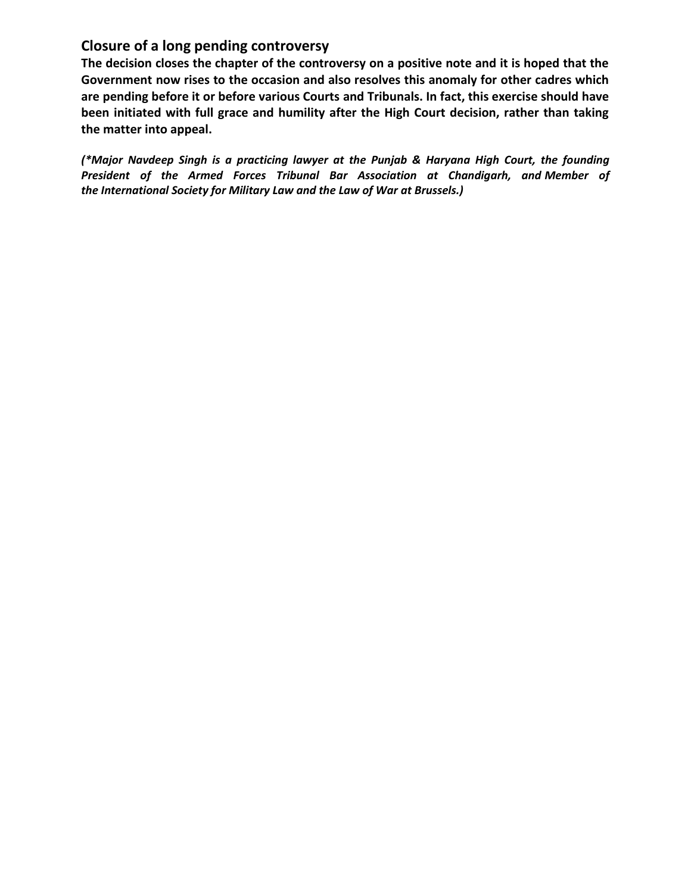## Closure of a long pending controversy

**The decision closes the chapter of the controversy on a positive note and it is hoped that the Government now rises to the occasion and also resolves this anomaly for other cadres which are pending before it or before various Courts and Tribunals. In fact, this exercise should have been initiated with full grace and humility after the High Court decision, rather than taking the matter into appeal.**

***(\*Major Navdeep Singh is a practicing lawyer at the Punjab & Haryana High Court, the founding President of the Armed Forces Tribunal Bar Association at Chandigarh, and Member of the International Society for Military Law and the Law of War at Brussels.)***